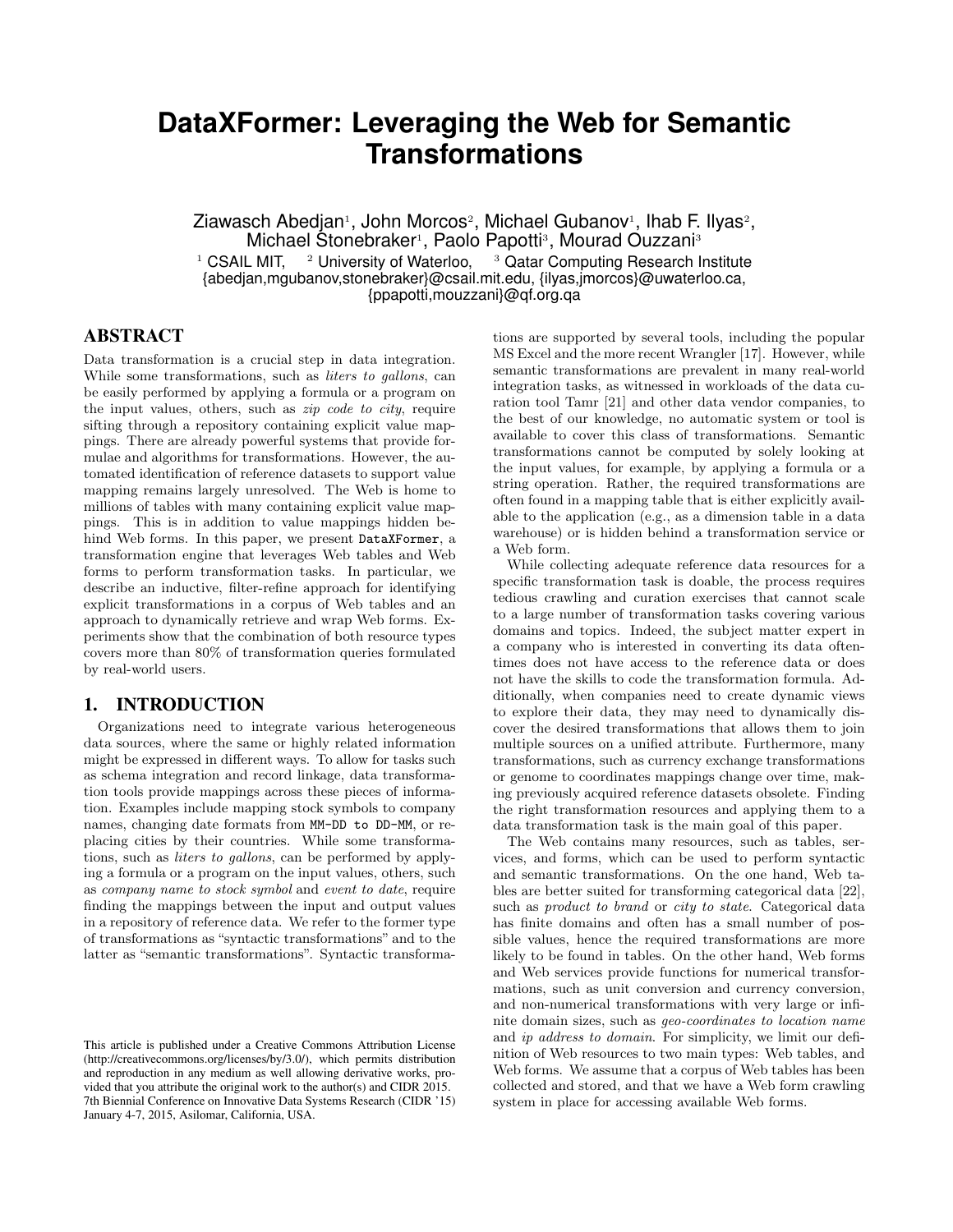# DataXFormer: Leveraging the Web for Semantic Transformations

Ziawasch Abedjan[1], John Morcos[2], Michael Gubanov[1], Ihab F. Ilyas[2], Michael Stonebraker[1], Paolo Papotti[3], Mourad Ouzzani[3]

[1] CSAIL MIT, [2] University of Waterloo, [3] Qatar Computing Research Institute

{abedjan,mgubanov,stonebraker}@csail.mit.edu, {ilyas,jmorcos}@uwaterloo.ca, {ppapotti,mouzzani}@qf.org.qa

## ABSTRACT

Data transformation is a crucial step in data integration. While some transformations, such as *liters to gallons*, can be easily performed by applying a formula or a program on the input values, others, such as *zip code to city*, require sifting through a repository containing explicit value mappings. There are already powerful systems that provide formulae and algorithms for transformations. However, the automated identification of reference datasets to support value mapping remains largely unresolved. The Web is home to millions of tables with many containing explicit value mappings. This is in addition to value mappings hidden behind Web forms. In this paper, we present DataXFormer, a transformation engine that leverages Web tables and Web forms to perform transformation tasks. In particular, we describe an inductive, filter-refine approach for identifying explicit transformations in a corpus of Web tables and an approach to dynamically retrieve and wrap Web forms. Experiments show that the combination of both resource types covers more than 80% of transformation queries formulated by real-world users.

## 1. INTRODUCTION

Organizations need to integrate various heterogeneous data sources, where the same or highly related information might be expressed in different ways. To allow for tasks such as schema integration and record linkage, data transformation tools provide mappings across these pieces of information. Examples include mapping stock symbols to company names, changing date formats from `MM-DD to DD-MM`, or replacing cities by their countries. While some transformations, such as *liters to gallons*, can be performed by applying a formula or a program on the input values, others, such as *company name to stock symbol* and *event to date*, require finding the mappings between the input and output values in a repository of reference data. We refer to the former type of transformations as "syntactic transformations" and to the latter as "semantic transformations". Syntactic transformations are supported by several tools, including the popular MS Excel and the more recent Wrangler [17]. However, while semantic transformations are prevalent in many real-world integration tasks, as witnessed in workloads of the data curation tool Tamr [21] and other data vendor companies, to the best of our knowledge, no automatic system or tool is available to cover this class of transformations. Semantic transformations cannot be computed by solely looking at the input values, for example, by applying a formula or a string operation. Rather, the required transformations are often found in a mapping table that is either explicitly available to the application (e.g., as a dimension table in a data warehouse) or is hidden behind a transformation service or a Web form.

While collecting adequate reference data resources for a specific transformation task is doable, the process requires tedious crawling and curation exercises that cannot scale to a large number of transformation tasks covering various domains and topics. Indeed, the subject matter expert in a company who is interested in converting its data oftentimes does not have access to the reference data or does not have the skills to code the transformation formula. Additionally, when companies need to create dynamic views to explore their data, they may need to dynamically discover the desired transformations that allows them to join multiple sources on a unified attribute. Furthermore, many transformations, such as currency exchange transformations or genome to coordinates mappings change over time, making previously acquired reference datasets obsolete. Finding the right transformation resources and applying them to a data transformation task is the main goal of this paper.

The Web contains many resources, such as tables, services, and forms, which can be used to perform syntactic and semantic transformations. On the one hand, Web tables are better suited for transforming categorical data [22], such as *product to brand* or *city to state*. Categorical data has finite domains and often has a small number of possible values, hence the required transformations are more likely to be found in tables. On the other hand, Web forms and Web services provide functions for numerical transformations, such as unit conversion and currency conversion, and non-numerical transformations with very large or infinite domain sizes, such as *geo-coordinates to location name* and *ip address to domain*. For simplicity, we limit our definition of Web resources to two main types: Web tables, and Web forms. We assume that a corpus of Web tables has been collected and stored, and that we have a Web form crawling system in place for accessing available Web forms.

This article is published under a Creative Commons Attribution License (http://creativecommons.org/licenses/by/3.0/), which permits distribution and reproduction in any medium as well allowing derivative works, provided that you attribute the original work to the author(s) and CIDR 2015. 7th Biennial Conference on Innovative Data Systems Research (CIDR '15) January 4-7, 2015, Asilomar, California, USA.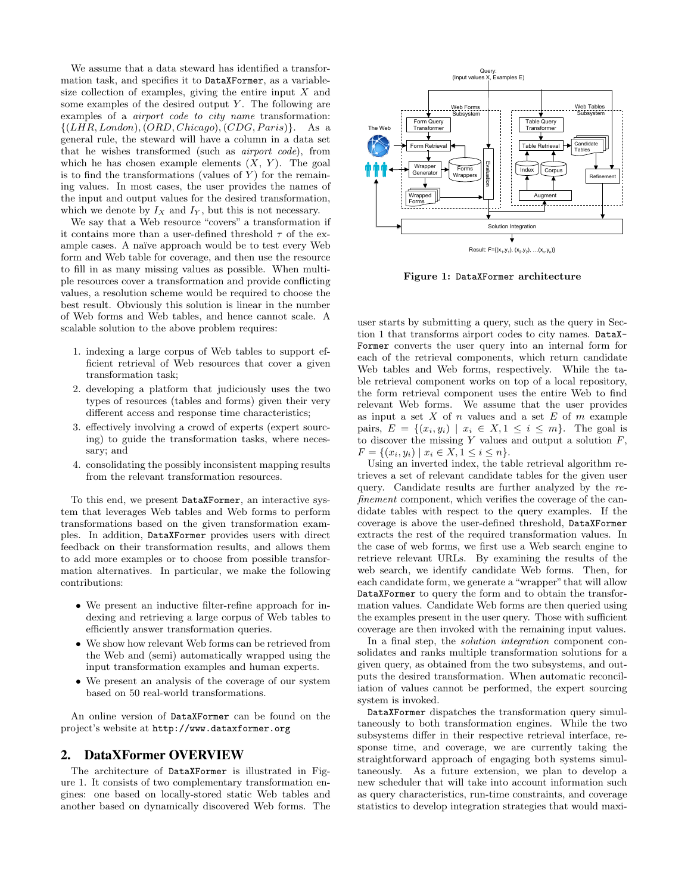We assume that a data steward has identified a transformation task, and specifies it to DataXFormer, as a variable-size collection of examples, giving the entire input $X$ and some examples of the desired output $Y$. The following are examples of a *airport code to city name* transformation: $\{(LHR, London), (ORD, Chicago), (CDG, Paris)\}$. As a general rule, the steward will have a column in a data set that he wishes transformed (such as *airport code*), from which he has chosen example elements ($X$, $Y$). The goal is to find the transformations (values of $Y$) for the remaining values. In most cases, the user provides the names of the input and output values for the desired transformation, which we denote by $I_X$ and $I_Y$, but this is not necessary.

We say that a Web resource "covers" a transformation if it contains more than a user-defined threshold $\tau$ of the example cases. A naïve approach would be to test every Web form and Web table for coverage, and then use the resource to fill in as many missing values as possible. When multiple resources cover a transformation and provide conflicting values, a resolution scheme would be required to choose the best result. Obviously this solution is linear in the number of Web forms and Web tables, and hence cannot scale. A scalable solution to the above problem requires:

1. indexing a large corpus of Web tables to support efficient retrieval of Web resources that cover a given transformation task;
2. developing a platform that judiciously uses the two types of resources (tables and forms) given their very different access and response time characteristics;
3. effectively involving a crowd of experts (expert sourcing) to guide the transformation tasks, where necessary; and
4. consolidating the possibly inconsistent mapping results from the relevant transformation resources.

To this end, we present DataXFormer, an interactive system that leverages Web tables and Web forms to perform transformations based on the given transformation examples. In addition, DataXFormer provides users with direct feedback on their transformation results, and allows them to add more examples or to choose from possible transformation alternatives. In particular, we make the following contributions:

- We present an inductive filter-refine approach for indexing and retrieving a large corpus of Web tables to efficiently answer transformation queries.
- We show how relevant Web forms can be retrieved from the Web and (semi) automatically wrapped using the input transformation examples and human experts.
- We present an analysis of the coverage of our system based on 50 real-world transformations.

An online version of DataXFormer can be found on the project's website at `http://www.dataxformer.org`

## 2. DataXFormer OVERVIEW

The architecture of DataXFormer is illustrated in Figure 1. It consists of two complementary transformation engines: one based on locally-stored static Web tables and another based on dynamically discovered Web forms. The user starts by submitting a query, such as the query in Section 1 that transforms airport codes to city names. DataXFormer converts the user query into an internal form for each of the retrieval components, which return candidate Web tables and Web forms, respectively. While the table retrieval component works on top of a local repository, the form retrieval component uses the entire Web to find relevant Web forms. We assume that the user provides as input a set $X$ of $n$ values and a set $E$ of $m$ example pairs, $E = \{(x_i, y_i) \mid x_i \in X, 1 \leq i \leq m\}$. The goal is to discover the missing $Y$ values and output a solution $F$, $F = \{(x_i, y_i) \mid x_i \in X, 1 \leq i \leq n\}$.

**Figure 1: DataXFormer architecture**

Using an inverted index, the table retrieval algorithm retrieves a set of relevant candidate tables for the given user query. Candidate results are further analyzed by the *refinement* component, which verifies the coverage of the candidate tables with respect to the query examples. If the coverage is above the user-defined threshold, DataXFormer extracts the rest of the required transformation values. In the case of web forms, we first use a Web search engine to retrieve relevant URLs. By examining the results of the web search, we identify candidate Web forms. Then, for each candidate form, we generate a "wrapper" that will allow DataXFormer to query the form and to obtain the transformation values. Candidate Web forms are then queried using the examples present in the user query. Those with sufficient coverage are then invoked with the remaining input values.

In a final step, the *solution integration* component consolidates and ranks multiple transformation solutions for a given query, as obtained from the two subsystems, and outputs the desired transformation. When automatic reconciliation of values cannot be performed, the expert sourcing system is invoked.

DataXFormer dispatches the transformation query simultaneously to both transformation engines. While the two subsystems differ in their respective retrieval interface, response time, and coverage, we are currently taking the straightforward approach of engaging both systems simultaneously. As a future extension, we plan to develop a new scheduler that will take into account information such as query characteristics, run-time constraints, and coverage statistics to develop integration strategies that would maxi-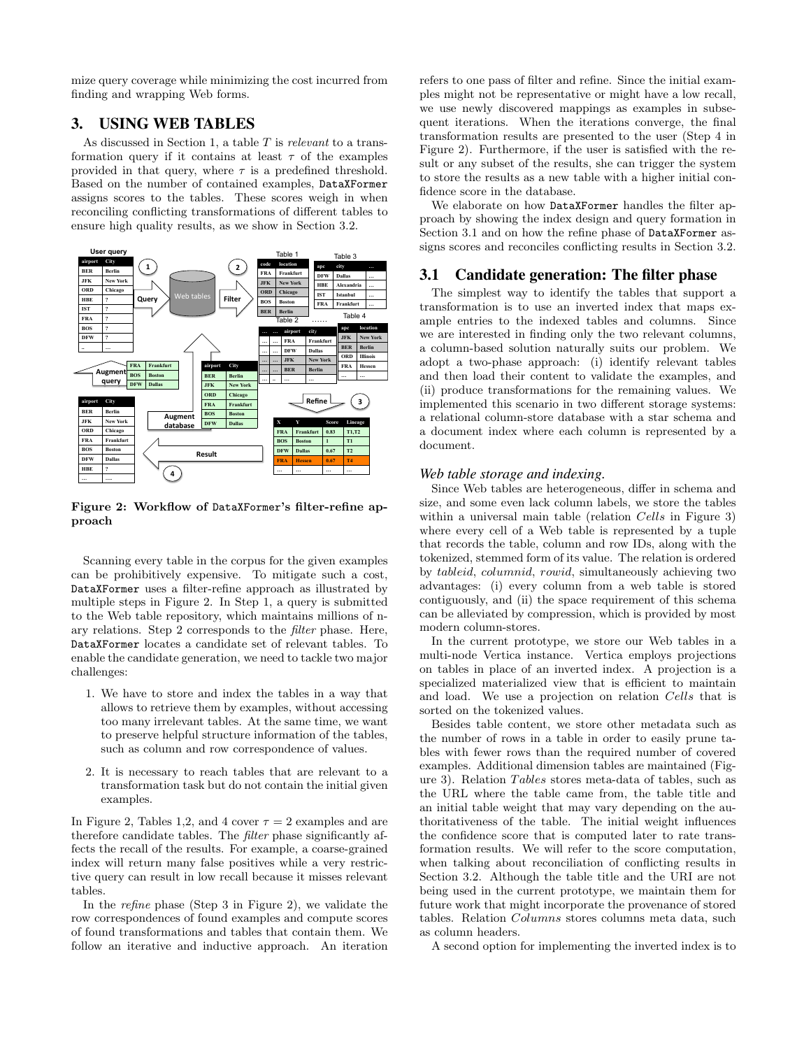mize query coverage while minimizing the cost incurred from finding and wrapping Web forms.

## 3. USING WEB TABLES

As discussed in Section 1, a table $T$ is *relevant* to a transformation query if it contains at least $\tau$ of the examples provided in that query, where $\tau$ is a predefined threshold. Based on the number of contained examples, DataXFormer assigns scores to the tables. These scores weigh in when reconciling conflicting transformations of different tables to ensure high quality results, as we show in Section 3.2.

**Figure 2: Workflow of DataXFormer's filter-refine approach**

Scanning every table in the corpus for the given examples can be prohibitively expensive. To mitigate such a cost, DataXFormer uses a filter-refine approach as illustrated by multiple steps in Figure 2. In Step 1, a query is submitted to the Web table repository, which maintains millions of n-ary relations. Step 2 corresponds to the *filter* phase. Here, DataXFormer locates a candidate set of relevant tables. To enable the candidate generation, we need to tackle two major challenges:

1. We have to store and index the tables in a way that allows to retrieve them by examples, without accessing too many irrelevant tables. At the same time, we want to preserve helpful structure information of the tables, such as column and row correspondence of values.
2. It is necessary to reach tables that are relevant to a transformation task but do not contain the initial given examples.

In Figure 2, Tables 1,2, and 4 cover $\tau = 2$ examples and are therefore candidate tables. The *filter* phase significantly affects the recall of the results. For example, a coarse-grained index will return many false positives while a very restrictive query can result in low recall because it misses relevant tables.

In the *refine* phase (Step 3 in Figure 2), we validate the row correspondences of found examples and compute scores of found transformations and tables that contain them. We follow an iterative and inductive approach. An iteration refers to one pass of filter and refine. Since the initial examples might not be representative or might have a low recall, we use newly discovered mappings as examples in subsequent iterations. When the iterations converge, the final transformation results are presented to the user (Step 4 in Figure 2). Furthermore, if the user is satisfied with the result or any subset of the results, she can trigger the system to store the results as a new table with a higher initial confidence score in the database.

We elaborate on how DataXFormer handles the filter approach by showing the index design and query formation in Section 3.1 and on how the refine phase of DataXFormer assigns scores and reconciles conflicting results in Section 3.2.

### 3.1 Candidate generation: The filter phase

The simplest way to identify the tables that support a transformation is to use an inverted index that maps example entries to the indexed tables and columns. Since we are interested in finding only the two relevant columns, a column-based solution naturally suits our problem. We adopt a two-phase approach: (i) identify relevant tables and then load their content to validate the examples, and (ii) produce transformations for the remaining values. We implemented this scenario in two different storage systems: a relational column-store database with a star schema and a document index where each column is represented by a document.

#### *Web table storage and indexing.*

Since Web tables are heterogeneous, differ in schema and size, and some even lack column labels, we store the tables within a universal main table (relation *Cells* in Figure 3) where every cell of a Web table is represented by a tuple that records the table, column and row IDs, along with the tokenized, stemmed form of its value. The relation is ordered by *tableid*, *columnid*, *rowid*, simultaneously achieving two advantages: (i) every column from a web table is stored contiguously, and (ii) the space requirement of this schema can be alleviated by compression, which is provided by most modern column-stores.

In the current prototype, we store our Web tables in a multi-node Vertica instance. Vertica employs projections on tables in place of an inverted index. A projection is a specialized materialized view that is efficient to maintain and load. We use a projection on relation *Cells* that is sorted on the tokenized values.

Besides table content, we store other metadata such as the number of rows in a table in order to easily prune tables with fewer rows than the required number of covered examples. Additional dimension tables are maintained (Figure 3). Relation *Tables* stores meta-data of tables, such as the URL where the table came from, the table title and an initial table weight that may vary depending on the authoritativeness of the table. The initial weight influences the confidence score that is computed later to rate transformation results. We will refer to the score computation, when talking about reconciliation of conflicting results in Section 3.2. Although the table title and the URI are not being used in the current prototype, we maintain them for future work that might incorporate the provenance of stored tables. Relation *Columns* stores columns meta data, such as column headers.

A second option for implementing the inverted index is to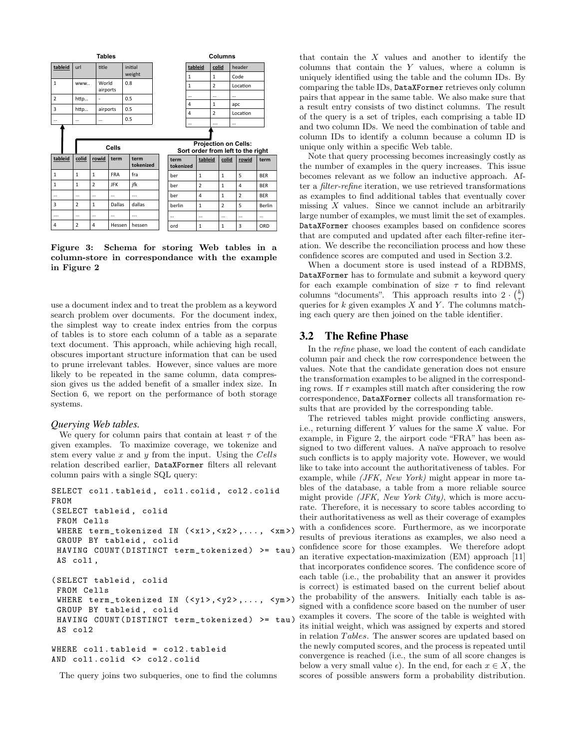**Tables**

| tableid | url | title | initial weight |
|---|---|---|---|
| 1 | www.. | World airports | 0.8 |
| 2 | http… | - | 0.5 |
| 3 | http… | airports | 0.5 |
| … | … | … | 0.5 |

**Columns**

| tableid | colid | header |
|---|---|---|
| 1 | 1 | Code |
| 1 | 2 | Location |
| … | … | … |
| 4 | 1 | apc |
| 4 | 2 | Location |
| … | …. | … |

**Cells**

| tableid | colid | rowid | term | term tokenized |
|---|---|---|---|---|
| 1 | 1 | 1 | FRA | fra |
| 1 | 1 | 2 | JFK | jfk |
| … | … | … | … | …. |
| 3 | 2 | 1 | Dallas | dallas |
| …. | … | … | … | …. |
| 4 | 2 | 4 | Hessen | hessen |

**Projection on Cells: Sort order from left to the right**

| term tokenized | tableid | colid | rowid | term |
|---|---|---|---|---|
| ber | 1 | 1 | 5 | BER |
| ber | 2 | 1 | 4 | BER |
| ber | 4 | 1 | 2 | BER |
| berlin | 1 | 2 | 5 | Berlin |
| … | … | … | … | … |
| ord | 1 | 1 | 3 | ORD |

**Figure 3: Schema for storing Web tables in a column-store in correspondance with the example in Figure 2**

use a document index and to treat the problem as a keyword search problem over documents. For the document index, the simplest way to create index entries from the corpus of tables is to store each column of a table as a separate text document. This approach, while achieving high recall, obscures important structure information that can be used to prune irrelevant tables. However, since values are more likely to be repeated in the same column, data compression gives us the added benefit of a smaller index size. In Section 6, we report on the performance of both storage systems.

### *Querying Web tables.*

We query for column pairs that contain at least $\tau$ of the given examples. To maximize coverage, we tokenize and stem every value $x$ and $y$ from the input. Using the *Cells* relation described earlier, DataXFormer filters all relevant column pairs with a single SQL query:

```
SELECT col1.tableid, col1.colid, col2.colid
FROM
(SELECT tableid, colid
 FROM Cells
 WHERE term_tokenized IN (<x1>,<x2>,..., <xm>)
 GROUP BY tableid, colid
 HAVING COUNT(DISTINCT term_tokenized) >= tau)
 AS col1,

(SELECT tableid, colid
 FROM Cells
 WHERE term_tokenized IN (<y1>,<y2>,..., <ym>)
 GROUP BY tableid, colid
 HAVING COUNT(DISTINCT term_tokenized) >= tau)
 AS col2

WHERE col1.tableid = col2.tableid
AND col1.colid <> col2.colid
```

The query joins two subqueries, one to find the columns that contain the $X$ values and another to identify the columns that contain the $Y$ values, where a column is uniquely identified using the table and the column IDs. By comparing the table IDs, DataXFormer retrieves only column pairs that appear in the same table. We also make sure that a result entry consists of two distinct columns. The result of the query is a set of triples, each comprising a table ID and two column IDs. We need the combination of table and column IDs to identify a column because a column ID is unique only within a specific Web table.

Note that query processing becomes increasingly costly as the number of examples in the query increases. This issue becomes relevant as we follow an inductive approach. After a *filter-retrive* iteration, we use retrieved transformations as examples to find additional tables that eventually cover missing $X$ values. Since we cannot include an arbitrarily large number of examples, we must limit the set of examples. DataXFormer chooses examples based on confidence scores that are computed and updated after each filter-refine iteration. We describe the reconciliation process and how these confidence scores are computed and used in Section 3.2.

When a document store is used instead of a RDBMS, DataXFormer has to formulate and submit a keyword query for each example combination of size $\tau$ to find relevant columns "documents". This approach results into $2 \cdot \binom{k}{\tau}$ queries for $k$ given examples $X$ and $Y$. The columns matching each query are then joined on the table identifier.

## 3.2 The Refine Phase

In the *refine* phase, we load the content of each candidate column pair and check the row correspondence between the values. Note that the candidate generation does not ensure the transformation examples to be aligned in the corresponding rows. If $\tau$ examples still match after considering the row correspondence, DataXFormer collects all transformation results that are provided by the corresponding table.

The retrieved tables might provide conflicting answers, i.e., returning different $Y$ values for the same $X$ value. For example, in Figure 2, the airport code "FRA" has been assigned to two different values. A naïve approach to resolve such conflicts is to apply majority vote. However, we would like to take into account the authoritativeness of tables. For example, while *(JFK, New York)* might appear in more tables of the database, a table from a more reliable source might provide *(JFK, New York City)*, which is more accurate. Therefore, it is necessary to score tables according to their authoritativeness as well as their coverage of examples with a confidences score. Furthermore, as we incorporate results of previous iterations as examples, we also need a confidence score for those examples. We therefore adopt an iterative expectation-maximization (EM) approach [11] that incorporates confidence scores. The confidence score of each table (i.e., the probability that an answer it provides is correct) is estimated based on the current belief about the probability of the answers. Initially each table is assigned with a confidence score based on the number of user examples it covers. The score of the table is weighted with its initial weight, which was assigned by experts and stored in relation *Tables*. The answer scores are updated based on the newly computed scores, and the process is repeated until convergence is reached (i.e., the sum of all score changes is below a very small value $\epsilon$). In the end, for each $x \in X$, the scores of possible answers form a probability distribution.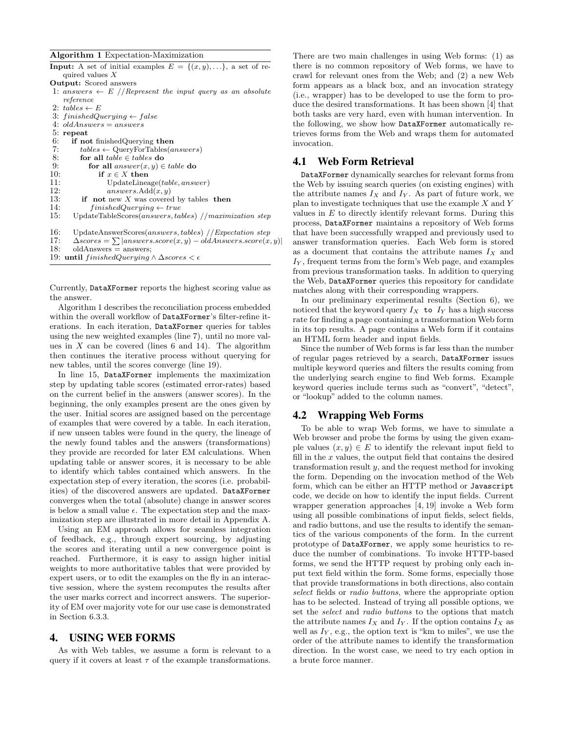**Algorithm 1** Expectation-Maximization

**Input:** A set of initial examples $E = \{(x, y), \ldots\}$, a set of required values $X$
**Output:** Scored answers

```
1: answers ← E //Represent the input query as an absolute reference
2: tables ← E
3: finishedQuerying ← false
4: oldAnswers = answers
5: repeat
6:   if not finishedQuerying then
7:     tables ← QueryForTables(answers)
8:     for all table ∈ tables do
9:       for all answer(x, y) ∈ table do
10:        if x ∈ X then
11:          UpdateLineage(table, answer)
12:          answers.Add(x, y)
13:    if not new X was covered by tables then
14:      finishedQuerying ← true
15:   UpdateTableScores(answers, tables) //maximization step
16:   UpdateAnswerScores(answers, tables) //Expectation step
17:   Δscores = Σ|answers.score(x, y) − oldAnswers.score(x, y)|
18:   oldAnswers = answers;
19: until finishedQuerying ∧ Δscores < ε
```

Currently, DataXFormer reports the highest scoring value as the answer.

Algorithm 1 describes the reconciliation process embedded within the overall workflow of DataXFormer's filter-refine iterations. In each iteration, DataXFormer queries for tables using the new weighted examples (line 7), until no more values in $X$ can be covered (lines 6 and 14). The algorithm then continues the iterative process without querying for new tables, until the scores converge (line 19).

In line 15, DataXFormer implements the maximization step by updating table scores (estimated error-rates) based on the current belief in the answers (answer scores). In the beginning, the only examples present are the ones given by the user. Initial scores are assigned based on the percentage of examples that were covered by a table. In each iteration, if new unseen tables were found in the query, the lineage of the newly found tables and the answers (transformations) they provide are recorded for later EM calculations. When updating table or answer scores, it is necessary to be able to identify which tables contained which answers. In the expectation step of every iteration, the scores (i.e. probabilities) of the discovered answers are updated. DataXFormer converges when the total (absolute) change in answer scores is below a small value $\epsilon$. The expectation step and the maximization step are illustrated in more detail in Appendix A.

Using an EM approach allows for seamless integration of feedback, e.g., through expert sourcing, by adjusting the scores and iterating until a new convergence point is reached. Furthermore, it is easy to assign higher initial weights to more authoritative tables that were provided by expert users, or to edit the examples on the fly in an interactive session, where the system recomputes the results after the user marks correct and incorrect answers. The superiority of EM over majority vote for our use case is demonstrated in Section 6.3.3.

# 4. USING WEB FORMS

As with Web tables, we assume a form is relevant to a query if it covers at least $\tau$ of the example transformations. There are two main challenges in using Web forms: (1) as there is no common repository of Web forms, we have to crawl for relevant ones from the Web; and (2) a new Web form appears as a black box, and an invocation strategy (i.e., wrapper) has to be developed to use the form to produce the desired transformations. It has been shown [4] that both tasks are very hard, even with human intervention. In the following, we show how DataXFormer automatically retrieves forms from the Web and wraps them for automated invocation.

## 4.1 Web Form Retrieval

DataXFormer dynamically searches for relevant forms from the Web by issuing search queries (on existing engines) with the attribute names $I_X$ and $I_Y$. As part of future work, we plan to investigate techniques that use the example $X$ and $Y$ values in $E$ to directly identify relevant forms. During this process, DataXFormer maintains a repository of Web forms that have been successfully wrapped and previously used to answer transformation queries. Each Web form is stored as a document that contains the attribute names $I_X$ and $I_Y$, frequent terms from the form's Web page, and examples from previous transformation tasks. In addition to querying the Web, DataXFormer queries this repository for candidate matches along with their corresponding wrappers.

In our preliminary experimental results (Section 6), we noticed that the keyword query $I_X$ to $I_Y$ has a high success rate for finding a page containing a transformation Web form in its top results. A page contains a Web form if it contains an HTML form header and input fields.

Since the number of Web forms is far less than the number of regular pages retrieved by a search, DataXFormer issues multiple keyword queries and filters the results coming from the underlying search engine to find Web forms. Example keyword queries include terms such as "convert", "detect", or "lookup" added to the column names.

## 4.2 Wrapping Web Forms

To be able to wrap Web forms, we have to simulate a Web browser and probe the forms by using the given example values $(x, y) \in E$ to identify the relevant input field to fill in the $x$ values, the output field that contains the desired transformation result $y$, and the request method for invoking the form. Depending on the invocation method of the Web form, which can be either an HTTP method or Javascript code, we decide on how to identify the input fields. Current wrapper generation approaches [4, 19] invoke a Web form using all possible combinations of input fields, select fields, and radio buttons, and use the results to identify the semantics of the various components of the form. In the current prototype of DataXFormer, we apply some heuristics to reduce the number of combinations. To invoke HTTP-based forms, we send the HTTP request by probing only each input text field within the form. Some forms, especially those that provide transformations in both directions, also contain *select* fields or *radio buttons*, where the appropriate option has to be selected. Instead of trying all possible options, we set the *select* and *radio buttons* to the options that match the attribute names $I_X$ and $I_Y$. If the option contains $I_X$ as well as $I_Y$, e.g., the option text is "km to miles", we use the order of the attribute names to identify the transformation direction. In the worst case, we need to try each option in a brute force manner.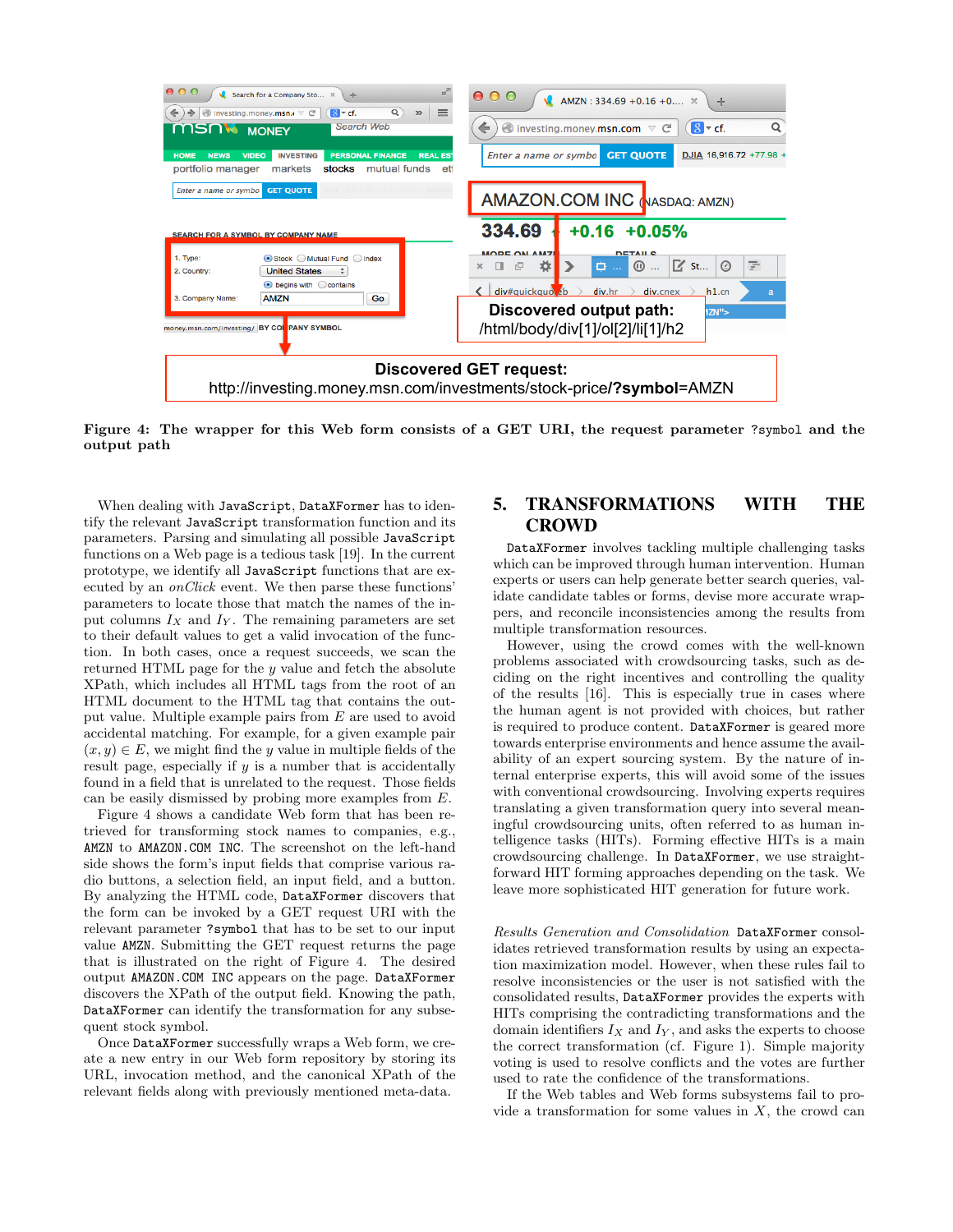**Figure 4: The wrapper for this Web form consists of a GET URI, the request parameter ?symbol and the output path**

When dealing with JavaScript, DataXFormer has to identify the relevant JavaScript transformation function and its parameters. Parsing and simulating all possible JavaScript functions on a Web page is a tedious task [19]. In the current prototype, we identify all JavaScript functions that are executed by an *onClick* event. We then parse these functions' parameters to locate those that match the names of the input columns $I_X$ and $I_Y$. The remaining parameters are set to their default values to get a valid invocation of the function. In both cases, once a request succeeds, we scan the returned HTML page for the $y$ value and fetch the absolute XPath, which includes all HTML tags from the root of an HTML document to the HTML tag that contains the output value. Multiple example pairs from $E$ are used to avoid accidental matching. For example, for a given example pair $(x, y) \in E$, we might find the $y$ value in multiple fields of the result page, especially if $y$ is a number that is accidentally found in a field that is unrelated to the request. Those fields can be easily dismissed by probing more examples from $E$.

Figure 4 shows a candidate Web form that has been retrieved for transforming stock names to companies, e.g., AMZN to AMAZON.COM INC. The screenshot on the left-hand side shows the form's input fields that comprise various radio buttons, a selection field, an input field, and a button. By analyzing the HTML code, DataXFormer discovers that the form can be invoked by a GET request URI with the relevant parameter ?symbol that has to be set to our input value AMZN. Submitting the GET request returns the page that is illustrated on the right of Figure 4. The desired output AMAZON.COM INC appears on the page. DataXFormer discovers the XPath of the output field. Knowing the path, DataXFormer can identify the transformation for any subsequent stock symbol.

Once DataXFormer successfully wraps a Web form, we create a new entry in our Web form repository by storing its URL, invocation method, and the canonical XPath of the relevant fields along with previously mentioned meta-data.

## 5. TRANSFORMATIONS WITH THE CROWD

DataXFormer involves tackling multiple challenging tasks which can be improved through human intervention. Human experts or users can help generate better search queries, validate candidate tables or forms, devise more accurate wrappers, and reconcile inconsistencies among the results from multiple transformation resources.

However, using the crowd comes with the well-known problems associated with crowdsourcing tasks, such as deciding on the right incentives and controlling the quality of the results [16]. This is especially true in cases where the human agent is not provided with choices, but rather is required to produce content. DataXFormer is geared more towards enterprise environments and hence assume the availability of an expert sourcing system. By the nature of internal enterprise experts, this will avoid some of the issues with conventional crowdsourcing. Involving experts requires translating a given transformation query into several meaningful crowdsourcing units, often referred to as human intelligence tasks (HITs). Forming effective HITs is a main crowdsourcing challenge. In DataXFormer, we use straightforward HIT forming approaches depending on the task. We leave more sophisticated HIT generation for future work.

*Results Generation and Consolidation* DataXFormer consolidates retrieved transformation results by using an expectation maximization model. However, when these rules fail to resolve inconsistencies or the user is not satisfied with the consolidated results, DataXFormer provides the experts with HITs comprising the contradicting transformations and the domain identifiers $I_X$ and $I_Y$, and asks the experts to choose the correct transformation (cf. Figure 1). Simple majority voting is used to resolve conflicts and the votes are further used to rate the confidence of the transformations.

If the Web tables and Web forms subsystems fail to provide a transformation for some values in $X$, the crowd can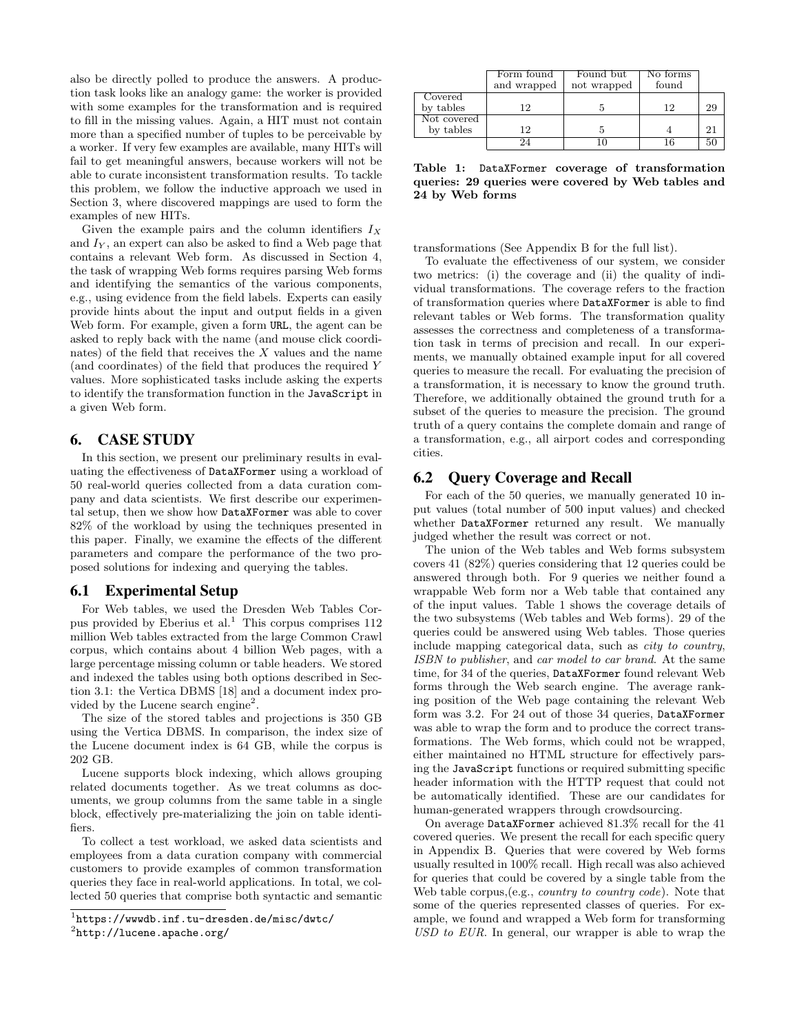also be directly polled to produce the answers. A production task looks like an analogy game: the worker is provided with some examples for the transformation and is required to fill in the missing values. Again, a HIT must not contain more than a specified number of tuples to be perceivable by a worker. If very few examples are available, many HITs will fail to get meaningful answers, because workers will not be able to curate inconsistent transformation results. To tackle this problem, we follow the inductive approach we used in Section 3, where discovered mappings are used to form the examples of new HITs.

Given the example pairs and the column identifiers $I_X$ and $I_Y$, an expert can also be asked to find a Web page that contains a relevant Web form. As discussed in Section 4, the task of wrapping Web forms requires parsing Web forms and identifying the semantics of the various components, e.g., using evidence from the field labels. Experts can easily provide hints about the input and output fields in a given Web form. For example, given a form URL, the agent can be asked to reply back with the name (and mouse click coordinates) of the field that receives the $X$ values and the name (and coordinates) of the field that produces the required $Y$ values. More sophisticated tasks include asking the experts to identify the transformation function in the JavaScript in a given Web form.

## 6. CASE STUDY

In this section, we present our preliminary results in evaluating the effectiveness of DataXFormer using a workload of 50 real-world queries collected from a data curation company and data scientists. We first describe our experimental setup, then we show how DataXFormer was able to cover 82% of the workload by using the techniques presented in this paper. Finally, we examine the effects of the different parameters and compare the performance of the two proposed solutions for indexing and querying the tables.

### 6.1 Experimental Setup

For Web tables, we used the Dresden Web Tables Corpus provided by Eberius et al.[1] This corpus comprises 112 million Web tables extracted from the large Common Crawl corpus, which contains about 4 billion Web pages, with a large percentage missing column or table headers. We stored and indexed the tables using both options described in Section 3.1: the Vertica DBMS [18] and a document index provided by the Lucene search engine[2].

The size of the stored tables and projections is 350 GB using the Vertica DBMS. In comparison, the index size of the Lucene document index is 64 GB, while the corpus is 202 GB.

Lucene supports block indexing, which allows grouping related documents together. As we treat columns as documents, we group columns from the same table in a single block, effectively pre-materializing the join on table identifiers.

To collect a test workload, we asked data scientists and employees from a data curation company with commercial customers to provide examples of common transformation queries they face in real-world applications. In total, we collected 50 queries that comprise both syntactic and semantic transformations (See Appendix B for the full list).

[1] https://wwwdb.inf.tu-dresden.de/misc/dwtc/

[2] http://lucene.apache.org/

| | Form found and wrapped | Found but not wrapped | No forms found | |
|---|---|---|---|---|
| Covered by tables | 12 | 5 | 12 | 29 |
| Not covered by tables | 12 | 5 | 4 | 21 |
| | 24 | 10 | 16 | 50 |

**Table 1: DataXFormer coverage of transformation queries: 29 queries were covered by Web tables and 24 by Web forms**

To evaluate the effectiveness of our system, we consider two metrics: (i) the coverage and (ii) the quality of individual transformations. The coverage refers to the fraction of transformation queries where DataXFormer is able to find relevant tables or Web forms. The transformation quality assesses the correctness and completeness of a transformation task in terms of precision and recall. In our experiments, we manually obtained example input for all covered queries to measure the recall. For evaluating the precision of a transformation, it is necessary to know the ground truth. Therefore, we additionally obtained the ground truth for a subset of the queries to measure the precision. The ground truth of a query contains the complete domain and range of a transformation, e.g., all airport codes and corresponding cities.

### 6.2 Query Coverage and Recall

For each of the 50 queries, we manually generated 10 input values (total number of 500 input values) and checked whether DataXFormer returned any result. We manually judged whether the result was correct or not.

The union of the Web tables and Web forms subsystem covers 41 (82%) queries considering that 12 queries could be answered through both. For 9 queries we neither found a wrappable Web form nor a Web table that contained any of the input values. Table 1 shows the coverage details of the two subsystems (Web tables and Web forms). 29 of the queries could be answered using Web tables. Those queries include mapping categorical data, such as *city to country*, *ISBN to publisher*, and *car model to car brand*. At the same time, for 34 of the queries, DataXFormer found relevant Web forms through the Web search engine. The average ranking position of the Web page containing the relevant Web form was 3.2. For 24 out of those 34 queries, DataXFormer was able to wrap the form and to produce the correct transformations. The Web forms, which could not be wrapped, either maintained no HTML structure for effectively parsing the JavaScript functions or required submitting specific header information with the HTTP request that could not be automatically identified. These are our candidates for human-generated wrappers through crowdsourcing.

On average DataXFormer achieved 81.3% recall for the 41 covered queries. We present the recall for each specific query in Appendix B. Queries that were covered by Web forms usually resulted in 100% recall. High recall was also achieved for queries that could be covered by a single table from the Web table corpus,(e.g., *country to country code*). Note that some of the queries represented classes of queries. For example, we found and wrapped a Web form for transforming *USD to EUR*. In general, our wrapper is able to wrap the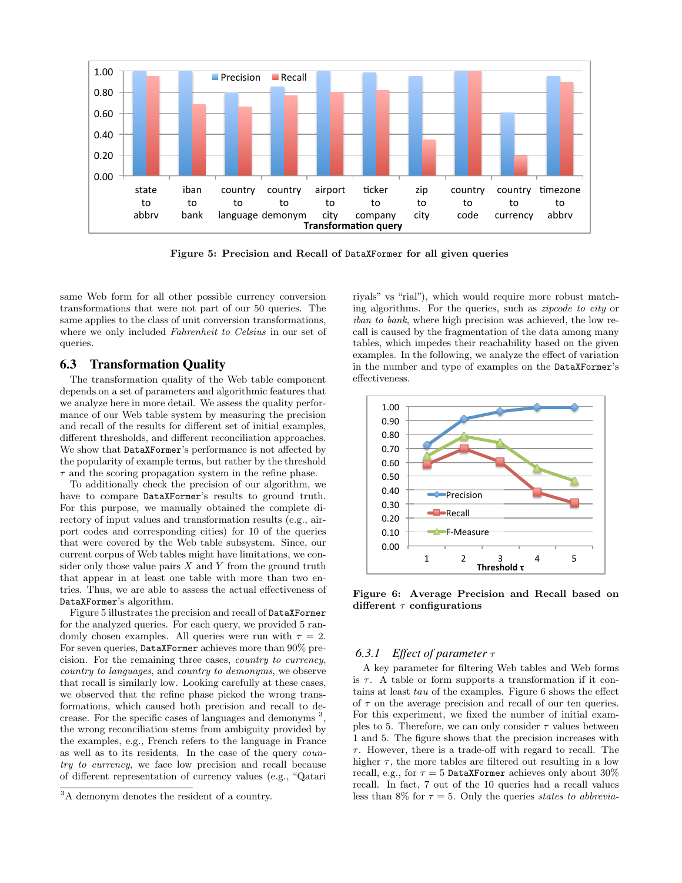**Figure 5: Precision and Recall of DataXFormer for all given queries**

**Figure 6: Average Precision and Recall based on different $\tau$ configurations**

same Web form for all other possible currency conversion transformations that were not part of our 50 queries. The same applies to the class of unit conversion transformations, where we only included *Fahrenheit to Celsius* in our set of queries.

## 6.3 Transformation Quality

The transformation quality of the Web table component depends on a set of parameters and algorithmic features that we analyze here in more detail. We assess the quality performance of our Web table system by measuring the precision and recall of the results for different set of initial examples, different thresholds, and different reconciliation approaches. We show that `DataXFormer`'s performance is not affected by the popularity of example terms, but rather by the threshold $\tau$ and the scoring propagation system in the refine phase.

To additionally check the precision of our algorithm, we have to compare `DataXFormer`'s results to ground truth. For this purpose, we manually obtained the complete directory of input values and transformation results (e.g., airport codes and corresponding cities) for 10 of the queries that were covered by the Web table subsystem. Since, our current corpus of Web tables might have limitations, we consider only those value pairs $X$ and $Y$ from the ground truth that appear in at least one table with more than two entries. Thus, we are able to assess the actual effectiveness of `DataXFormer`'s algorithm.

Figure 5 illustrates the precision and recall of `DataXFormer` for the analyzed queries. For each query, we provided 5 randomly chosen examples. All queries were run with $\tau = 2$. For seven queries, `DataXFormer` achieves more than 90% precision. For the remaining three cases, *country to currency*, *country to languages*, and *country to demonyms*, we observe that recall is similarly low. Looking carefully at these cases, we observed that the refine phase picked the wrong transformations, which caused both precision and recall to decrease. For the specific cases of languages and demonyms [3], the wrong reconciliation stems from ambiguity provided by the examples, e.g., French refers to the language in France as well as to its residents. In the case of the query *country to currency*, we face low precision and recall because of different representation of currency values (e.g., "Qatari riyals" vs "rial"), which would require more robust matching algorithms. For the queries, such as *zipcode to city* or *iban to bank*, where high precision was achieved, the low recall is caused by the fragmentation of the data among many tables, which impedes their reachability based on the given examples. In the following, we analyze the effect of variation in the number and type of examples on the `DataXFormer`'s effectiveness.

### 6.3.1 *Effect of parameter $\tau$*

A key parameter for filtering Web tables and Web forms is $\tau$. A table or form supports a transformation if it contains at least *tau* of the examples. Figure 6 shows the effect of $\tau$ on the average precision and recall of our ten queries. For this experiment, we fixed the number of initial examples to 5. Therefore, we can only consider $\tau$ values between 1 and 5. The figure shows that the precision increases with $\tau$. However, there is a trade-off with regard to recall. The higher $\tau$, the more tables are filtered out resulting in a low recall, e.g., for $\tau = 5$ `DataXFormer` achieves only about 30% recall. In fact, 7 out of the 10 queries had a recall values less than 8% for $\tau = 5$. Only the queries *states to abbrevia-*

[3] A demonym denotes the resident of a country.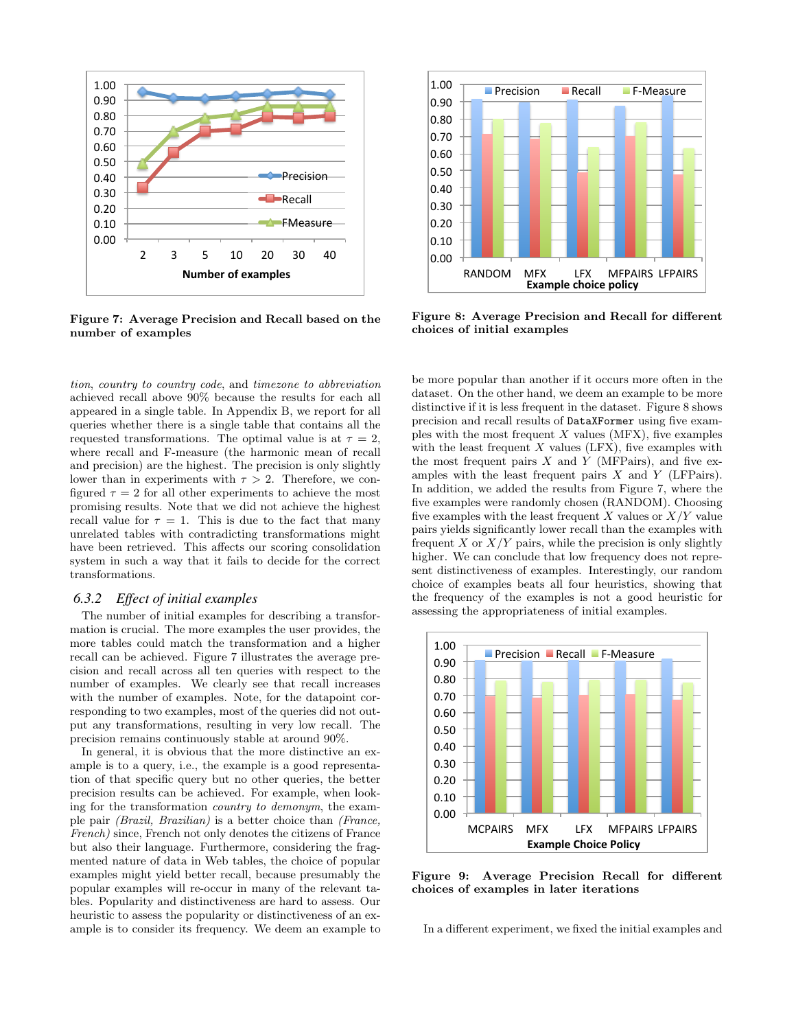Figure 7: Average Precision and Recall based on the number of examples

Figure 8: Average Precision and Recall for different choices of initial examples

*tion*, *country to country code*, and *timezone to abbreviation* achieved recall above 90% because the results for each all appeared in a single table. In Appendix B, we report for all queries whether there is a single table that contains all the requested transformations. The optimal value is at $\tau = 2$, where recall and F-measure (the harmonic mean of recall and precision) are the highest. The precision is only slightly lower than in experiments with $\tau > 2$. Therefore, we configured $\tau = 2$ for all other experiments to achieve the most promising results. Note that we did not achieve the highest recall value for $\tau = 1$. This is due to the fact that many unrelated tables with contradicting transformations might have been retrieved. This affects our scoring consolidation system in such a way that it fails to decide for the correct transformations.

### 6.3.2 Effect of initial examples

The number of initial examples for describing a transformation is crucial. The more examples the user provides, the more tables could match the transformation and a higher recall can be achieved. Figure 7 illustrates the average precision and recall across all ten queries with respect to the number of examples. We clearly see that recall increases with the number of examples. Note, for the datapoint corresponding to two examples, most of the queries did not output any transformations, resulting in very low recall. The precision remains continuously stable at around 90%.

In general, it is obvious that the more distinctive an example is to a query, i.e., the example is a good representation of that specific query but no other queries, the better precision results can be achieved. For example, when looking for the transformation *country to demonym*, the example pair *(Brazil, Brazilian)* is a better choice than *(France, French)* since, French not only denotes the citizens of France but also their language. Furthermore, considering the fragmented nature of data in Web tables, the choice of popular examples might yield better recall, because presumably the popular examples will re-occur in many of the relevant tables. Popularity and distinctiveness are hard to assess. Our heuristic to assess the popularity or distinctiveness of an example is to consider its frequency. We deem an example to be more popular than another if it occurs more often in the dataset. On the other hand, we deem an example to be more distinctive if it is less frequent in the dataset. Figure 8 shows precision and recall results of `DataXFormer` using five examples with the most frequent $X$ values (MFX), five examples with the least frequent $X$ values (LFX), five examples with the most frequent pairs $X$ and $Y$ (MFPairs), and five examples with the least frequent pairs $X$ and $Y$ (LFPairs). In addition, we added the results from Figure 7, where the five examples were randomly chosen (RANDOM). Choosing five examples with the least frequent $X$ values or $X/Y$ value pairs yields significantly lower recall than the examples with frequent $X$ or $X/Y$ pairs, while the precision is only slightly higher. We can conclude that low frequency does not represent distinctiveness of examples. Interestingly, our random choice of examples beats all four heuristics, showing that the frequency of the examples is not a good heuristic for assessing the appropriateness of initial examples.

Figure 9: Average Precision Recall for different choices of examples in later iterations

In a different experiment, we fixed the initial examples and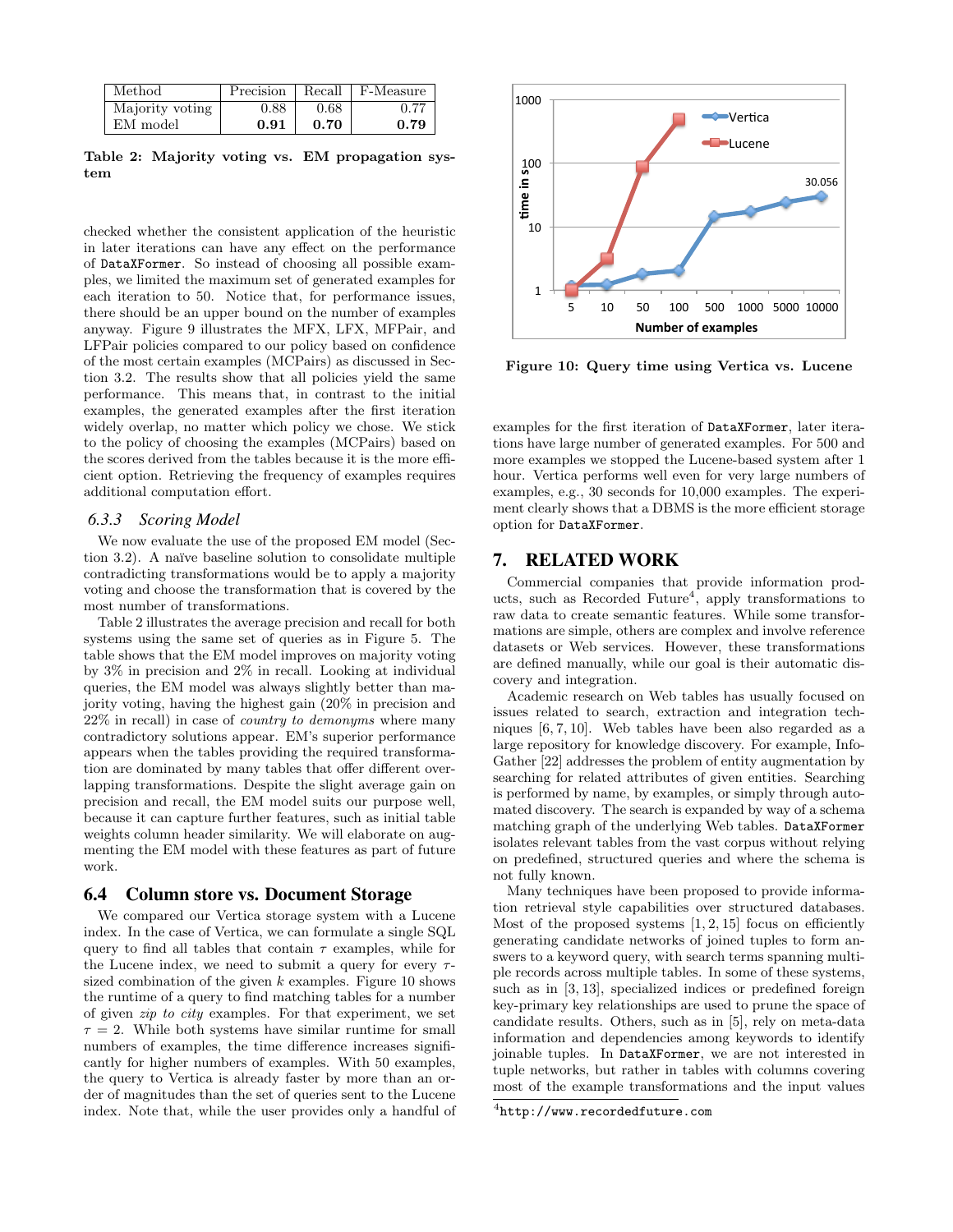| Method | Precision | Recall | F-Measure |
|---|---|---|---|
| Majority voting | 0.88 | 0.68 | 0.77 |
| EM model | **0.91** | **0.70** | **0.79** |

**Table 2: Majority voting vs. EM propagation system**

checked whether the consistent application of the heuristic in later iterations can have any effect on the performance of DataXFormer. So instead of choosing all possible examples, we limited the maximum set of generated examples for each iteration to 50. Notice that, for performance issues, there should be an upper bound on the number of examples anyway. Figure 9 illustrates the MFX, LFX, MFPair, and LFPair policies compared to our policy based on confidence of the most certain examples (MCPairs) as discussed in Section 3.2. The results show that all policies yield the same performance. This means that, in contrast to the initial examples, the generated examples after the first iteration widely overlap, no matter which policy we chose. We stick to the policy of choosing the examples (MCPairs) based on the scores derived from the tables because it is the more efficient option. Retrieving the frequency of examples requires additional computation effort.

### 6.3.3 *Scoring Model*

We now evaluate the use of the proposed EM model (Section 3.2). A naïve baseline solution to consolidate multiple contradicting transformations would be to apply a majority voting and choose the transformation that is covered by the most number of transformations.

Table 2 illustrates the average precision and recall for both systems using the same set of queries as in Figure 5. The table shows that the EM model improves on majority voting by 3% in precision and 2% in recall. Looking at individual queries, the EM model was always slightly better than majority voting, having the highest gain (20% in precision and 22% in recall) in case of *country to demonyms* where many contradictory solutions appear. EM's superior performance appears when the tables providing the required transformation are dominated by many tables that offer different overlapping transformations. Despite the slight average gain on precision and recall, the EM model suits our purpose well, because it can capture further features, such as initial table weights column header similarity. We will elaborate on augmenting the EM model with these features as part of future work.

## 6.4 Column store vs. Document Storage

We compared our Vertica storage system with a Lucene index. In the case of Vertica, we can formulate a single SQL query to find all tables that contain $\tau$ examples, while for the Lucene index, we need to submit a query for every $\tau$-sized combination of the given $k$ examples. Figure 10 shows the runtime of a query to find matching tables for a number of given *zip to city* examples. For that experiment, we set $\tau = 2$. While both systems have similar runtime for small numbers of examples, the time difference increases significantly for higher numbers of examples. With 50 examples, the query to Vertica is already faster by more than an order of magnitudes than the set of queries sent to the Lucene index. Note that, while the user provides only a handful of examples for the first iteration of DataXFormer, later iterations have large number of generated examples. For 500 and more examples we stopped the Lucene-based system after 1 hour. Vertica performs well even for very large numbers of examples, e.g., 30 seconds for 10,000 examples. The experiment clearly shows that a DBMS is the more efficient storage option for DataXFormer.

**Figure 10: Query time using Vertica vs. Lucene**

# 7. RELATED WORK

Commercial companies that provide information products, such as Recorded Future[4], apply transformations to raw data to create semantic features. While some transformations are simple, others are complex and involve reference datasets or Web services. However, these transformations are defined manually, while our goal is their automatic discovery and integration.

Academic research on Web tables has usually focused on issues related to search, extraction and integration techniques [6, 7, 10]. Web tables have been also regarded as a large repository for knowledge discovery. For example, InfoGather [22] addresses the problem of entity augmentation by searching for related attributes of given entities. Searching is performed by name, by examples, or simply through automated discovery. The search is expanded by way of a schema matching graph of the underlying Web tables. DataXFormer isolates relevant tables from the vast corpus without relying on predefined, structured queries and where the schema is not fully known.

Many techniques have been proposed to provide information retrieval style capabilities over structured databases. Most of the proposed systems [1, 2, 15] focus on efficiently generating candidate networks of joined tuples to form answers to a keyword query, with search terms spanning multiple records across multiple tables. In some of these systems, such as in [3, 13], specialized indices or predefined foreign key-primary key relationships are used to prune the space of candidate results. Others, such as in [5], rely on meta-data information and dependencies among keywords to identify joinable tuples. In DataXFormer, we are not interested in tuple networks, but rather in tables with columns covering most of the example transformations and the input values

[4]http://www.recordedfuture.com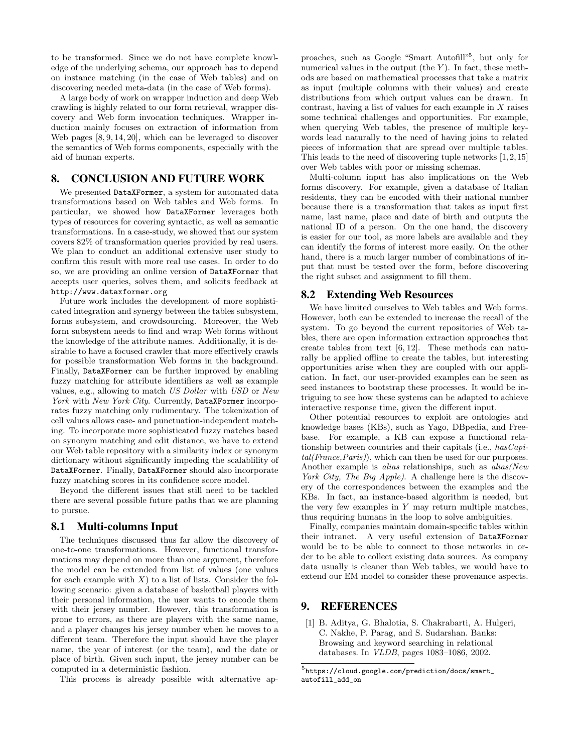to be transformed. Since we do not have complete knowledge of the underlying schema, our approach has to depend on instance matching (in the case of Web tables) and on discovering needed meta-data (in the case of Web forms).

A large body of work on wrapper induction and deep Web crawling is highly related to our form retrieval, wrapper discovery and Web form invocation techniques. Wrapper induction mainly focuses on extraction of information from Web pages [8, 9, 14, 20], which can be leveraged to discover the semantics of Web forms components, especially with the aid of human experts.

# 8. CONCLUSION AND FUTURE WORK

We presented `DataXFormer`, a system for automated data transformations based on Web tables and Web forms. In particular, we showed how `DataXFormer` leverages both types of resources for covering syntactic, as well as semantic transformations. In a case-study, we showed that our system covers 82% of transformation queries provided by real users. We plan to conduct an additional extensive user study to confirm this result with more real use cases. In order to do so, we are providing an online version of `DataXFormer` that accepts user queries, solves them, and solicits feedback at `http://www.dataxformer.org`

Future work includes the development of more sophisticated integration and synergy between the tables subsystem, forms subsystem, and crowdsourcing. Moreover, the Web form subsystem needs to find and wrap Web forms without the knowledge of the attribute names. Additionally, it is desirable to have a focused crawler that more effectively crawls for possible transformation Web forms in the background. Finally, `DataXFormer` can be further improved by enabling fuzzy matching for attribute identifiers as well as example values, e.g., allowing to match *US Dollar* with *USD* or *New York* with *New York City*. Currently, `DataXFormer` incorporates fuzzy matching only rudimentary. The tokenization of cell values allows case- and punctuation-independent matching. To incorporate more sophisticated fuzzy matches based on synonym matching and edit distance, we have to extend our Web table repository with a similarity index or synonym dictionary without significantly impeding the scalablility of `DataXFormer`. Finally, `DataXFormer` should also incorporate fuzzy matching scores in its confidence score model.

Beyond the different issues that still need to be tackled there are several possible future paths that we are planning to pursue.

## 8.1 Multi-columns Input

The techniques discussed thus far allow the discovery of one-to-one transformations. However, functional transformations may depend on more than one argument, therefore the model can be extended from list of values (one values for each example with $X$) to a list of lists. Consider the following scenario: given a database of basketball players with their personal information, the user wants to encode them with their jersey number. However, this transformation is prone to errors, as there are players with the same name, and a player changes his jersey number when he moves to a different team. Therefore the input should have the player name, the year of interest (or the team), and the date or place of birth. Given such input, the jersey number can be computed in a deterministic fashion.

This process is already possible with alternative approaches, such as Google "Smart Autofill"[5], but only for numerical values in the output (the $Y$). In fact, these methods are based on mathematical processes that take a matrix as input (multiple columns with their values) and create distributions from which output values can be drawn. In contrast, having a list of values for each example in $X$ raises some technical challenges and opportunities. For example, when querying Web tables, the presence of multiple keywords lead naturally to the need of having joins to related pieces of information that are spread over multiple tables. This leads to the need of discovering tuple networks [1, 2, 15] over Web tables with poor or missing schemas.

Multi-column input has also implications on the Web forms discovery. For example, given a database of Italian residents, they can be encoded with their national number because there is a transformation that takes as input first name, last name, place and date of birth and outputs the national ID of a person. On the one hand, the discovery is easier for our tool, as more labels are available and they can identify the forms of interest more easily. On the other hand, there is a much larger number of combinations of input that must be tested over the form, before discovering the right subset and assignment to fill them.

## 8.2 Extending Web Resources

We have limited ourselves to Web tables and Web forms. However, both can be extended to increase the recall of the system. To go beyond the current repositories of Web tables, there are open information extraction approaches that create tables from text [6, 12]. These methods can naturally be applied offline to create the tables, but interesting opportunities arise when they are coupled with our application. In fact, our user-provided examples can be seen as seed instances to bootstrap these processes. It would be intriguing to see how these systems can be adapted to achieve interactive response time, given the different input.

Other potential resources to exploit are ontologies and knowledge bases (KBs), such as Yago, DBpedia, and Freebase. For example, a KB can expose a functional relationship between countries and their capitals (i.e., *hasCapital(France,Paris)*), which can then be used for our purposes. Another example is *alias* relationships, such as *alias(New York City, The Big Apple)*. A challenge here is the discovery of the correspondences between the examples and the KBs. In fact, an instance-based algorithm is needed, but the very few examples in $Y$ may return multiple matches, thus requiring humans in the loop to solve ambiguities.

Finally, companies maintain domain-specific tables within their intranet. A very useful extension of `DataXFormer` would be to be able to connect to those networks in order to be able to collect existing data sources. As company data usually is cleaner than Web tables, we would have to extend our EM model to consider these provenance aspects.

# 9. REFERENCES

[1] B. Aditya, G. Bhalotia, S. Chakrabarti, A. Hulgeri, C. Nakhe, P. Parag, and S. Sudarshan. Banks: Browsing and keyword searching in relational databases. In *VLDB*, pages 1083–1086, 2002.

[5] `https://cloud.google.com/prediction/docs/smart_autofill_add_on`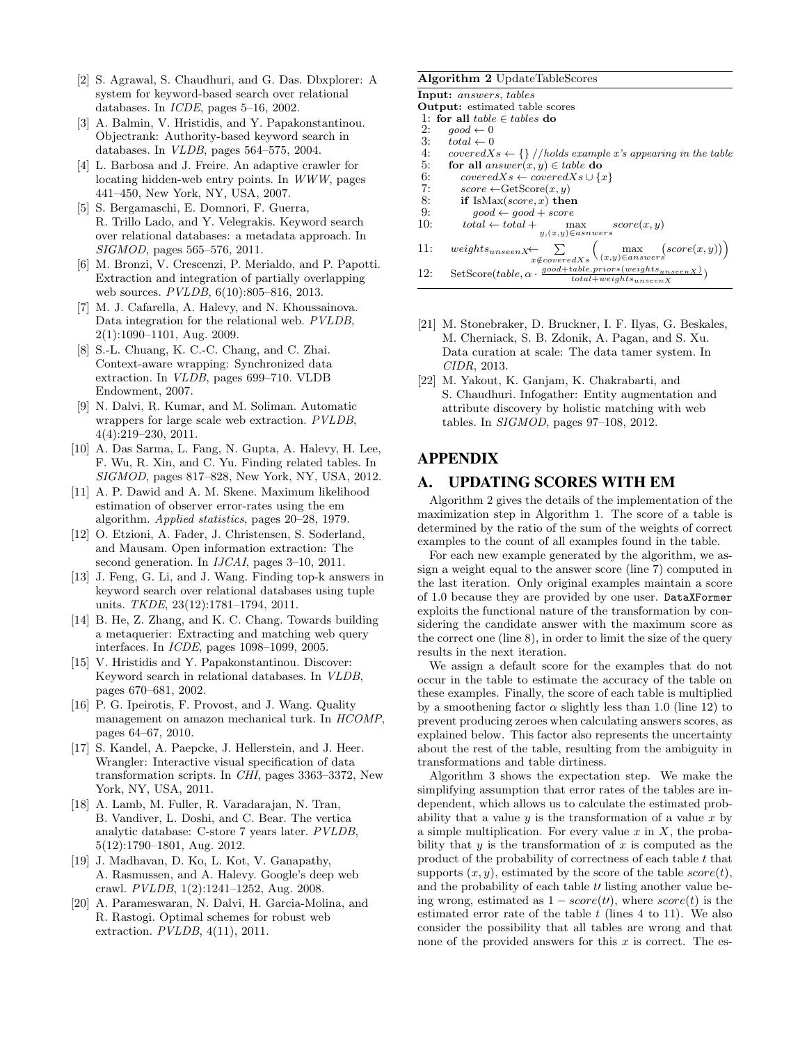[2] S. Agrawal, S. Chaudhuri, and G. Das. Dbxplorer: A system for keyword-based search over relational databases. In *ICDE*, pages 5–16, 2002.

[3] A. Balmin, V. Hristidis, and Y. Papakonstantinou. Objectrank: Authority-based keyword search in databases. In *VLDB*, pages 564–575, 2004.

[4] L. Barbosa and J. Freire. An adaptive crawler for locating hidden-web entry points. In *WWW*, pages 441–450, New York, NY, USA, 2007.

[5] S. Bergamaschi, E. Domnori, F. Guerra, R. Trillo Lado, and Y. Velegrakis. Keyword search over relational databases: a metadata approach. In *SIGMOD*, pages 565–576, 2011.

[6] M. Bronzi, V. Crescenzi, P. Merialdo, and P. Papotti. Extraction and integration of partially overlapping web sources. *PVLDB*, 6(10):805–816, 2013.

[7] M. J. Cafarella, A. Halevy, and N. Khoussainova. Data integration for the relational web. *PVLDB*, 2(1):1090–1101, Aug. 2009.

[8] S.-L. Chuang, K. C.-C. Chang, and C. Zhai. Context-aware wrapping: Synchronized data extraction. In *VLDB*, pages 699–710. VLDB Endowment, 2007.

[9] N. Dalvi, R. Kumar, and M. Soliman. Automatic wrappers for large scale web extraction. *PVLDB*, 4(4):219–230, 2011.

[10] A. Das Sarma, L. Fang, N. Gupta, A. Halevy, H. Lee, F. Wu, R. Xin, and C. Yu. Finding related tables. In *SIGMOD*, pages 817–828, New York, NY, USA, 2012.

[11] A. P. Dawid and A. M. Skene. Maximum likelihood estimation of observer error-rates using the em algorithm. *Applied statistics*, pages 20–28, 1979.

[12] O. Etzioni, A. Fader, J. Christensen, S. Soderland, and Mausam. Open information extraction: The second generation. In *IJCAI*, pages 3–10, 2011.

[13] J. Feng, G. Li, and J. Wang. Finding top-k answers in keyword search over relational databases using tuple units. *TKDE*, 23(12):1781–1794, 2011.

[14] B. He, Z. Zhang, and K. C. Chang. Towards building a metaquerier: Extracting and matching web query interfaces. In *ICDE*, pages 1098–1099, 2005.

[15] V. Hristidis and Y. Papakonstantinou. Discover: Keyword search in relational databases. In *VLDB*, pages 670–681, 2002.

[16] P. G. Ipeirotis, F. Provost, and J. Wang. Quality management on amazon mechanical turk. In *HCOMP*, pages 64–67, 2010.

[17] S. Kandel, A. Paepcke, J. Hellerstein, and J. Heer. Wrangler: Interactive visual specification of data transformation scripts. In *CHI*, pages 3363–3372, New York, NY, USA, 2011.

[18] A. Lamb, M. Fuller, R. Varadarajan, N. Tran, B. Vandiver, L. Doshi, and C. Bear. The vertica analytic database: C-store 7 years later. *PVLDB*, 5(12):1790–1801, Aug. 2012.

[19] J. Madhavan, D. Ko, L. Kot, V. Ganapathy, A. Rasmussen, and A. Halevy. Google's deep web crawl. *PVLDB*, 1(2):1241–1252, Aug. 2008.

[20] A. Parameswaran, N. Dalvi, H. Garcia-Molina, and R. Rastogi. Optimal schemes for robust web extraction. *PVLDB*, 4(11), 2011.

**Algorithm 2** UpdateTableScores

**Input:** *answers*, *tables*
**Output:** estimated table scores

1: **for all** $table \in tables$ **do**
2: &nbsp;&nbsp;&nbsp;&nbsp;$good \leftarrow 0$
3: &nbsp;&nbsp;&nbsp;&nbsp;$total \leftarrow 0$
4: &nbsp;&nbsp;&nbsp;&nbsp;$coveredXs \leftarrow \{\}$ *//holds example x's appearing in the table*
5: &nbsp;&nbsp;&nbsp;&nbsp;**for all** $answer(x,y) \in table$ **do**
6: &nbsp;&nbsp;&nbsp;&nbsp;&nbsp;&nbsp;&nbsp;&nbsp;$coveredXs \leftarrow coveredXs \cup \{x\}$
7: &nbsp;&nbsp;&nbsp;&nbsp;&nbsp;&nbsp;&nbsp;&nbsp;$score \leftarrow \text{GetScore}(x,y)$
8: &nbsp;&nbsp;&nbsp;&nbsp;&nbsp;&nbsp;&nbsp;&nbsp;**if** $\text{IsMax}(score, x)$ **then**
9: &nbsp;&nbsp;&nbsp;&nbsp;&nbsp;&nbsp;&nbsp;&nbsp;&nbsp;&nbsp;&nbsp;&nbsp;$good \leftarrow good + score$
10: &nbsp;&nbsp;&nbsp;&nbsp;&nbsp;&nbsp;&nbsp;&nbsp;$total \leftarrow total + \max_{y,(x,y) \in asnwers} score(x,y)$
11: &nbsp;&nbsp;&nbsp;&nbsp;$weights_{unseenX} \leftarrow \sum_{x \notin coveredXs} \Big( \max_{(x,y) \in answers} \big(score(x,y)\big) \Big)$
12: &nbsp;&nbsp;&nbsp;&nbsp;$\text{SetScore}(table, \alpha \cdot \frac{good + table.prior * (weights_{unseenX})}{total + weights_{unseenX}})$

[21] M. Stonebraker, D. Bruckner, I. F. Ilyas, G. Beskales, M. Cherniack, S. B. Zdonik, A. Pagan, and S. Xu. Data curation at scale: The data tamer system. In *CIDR*, 2013.

[22] M. Yakout, K. Ganjam, K. Chakrabarti, and S. Chaudhuri. Infogather: Entity augmentation and attribute discovery by holistic matching with web tables. In *SIGMOD*, pages 97–108, 2012.

# APPENDIX

## A. UPDATING SCORES WITH EM

Algorithm 2 gives the details of the implementation of the maximization step in Algorithm 1. The score of a table is determined by the ratio of the sum of the weights of correct examples to the count of all examples found in the table.

For each new example generated by the algorithm, we assign a weight equal to the answer score (line 7) computed in the last iteration. Only original examples maintain a score of 1.0 because they are provided by one user. DataXFormer exploits the functional nature of the transformation by considering the candidate answer with the maximum score as the correct one (line 8), in order to limit the size of the query results in the next iteration.

We assign a default score for the examples that do not occur in the table to estimate the accuracy of the table on these examples. Finally, the score of each table is multiplied by a smoothening factor $\alpha$ slightly less than 1.0 (line 12) to prevent producing zeroes when calculating answers scores, as explained below. This factor also represents the uncertainty about the rest of the table, resulting from the ambiguity in transformations and table dirtiness.

Algorithm 3 shows the expectation step. We make the simplifying assumption that error rates of the tables are independent, which allows us to calculate the estimated probability that a value $y$ is the transformation of a value $x$ by a simple multiplication. For every value $x$ in $X$, the probability that $y$ is the transformation of $x$ is computed as the product of the probability of correctness of each table $t$ that supports $(x, y)$, estimated by the score of the table $score(t)$, and the probability of each table $t\prime$ listing another value being wrong, estimated as $1 - score(t\prime)$, where $score(t)$ is the estimated error rate of the table $t$ (lines 4 to 11). We also consider the possibility that all tables are wrong and that none of the provided answers for this $x$ is correct. The es-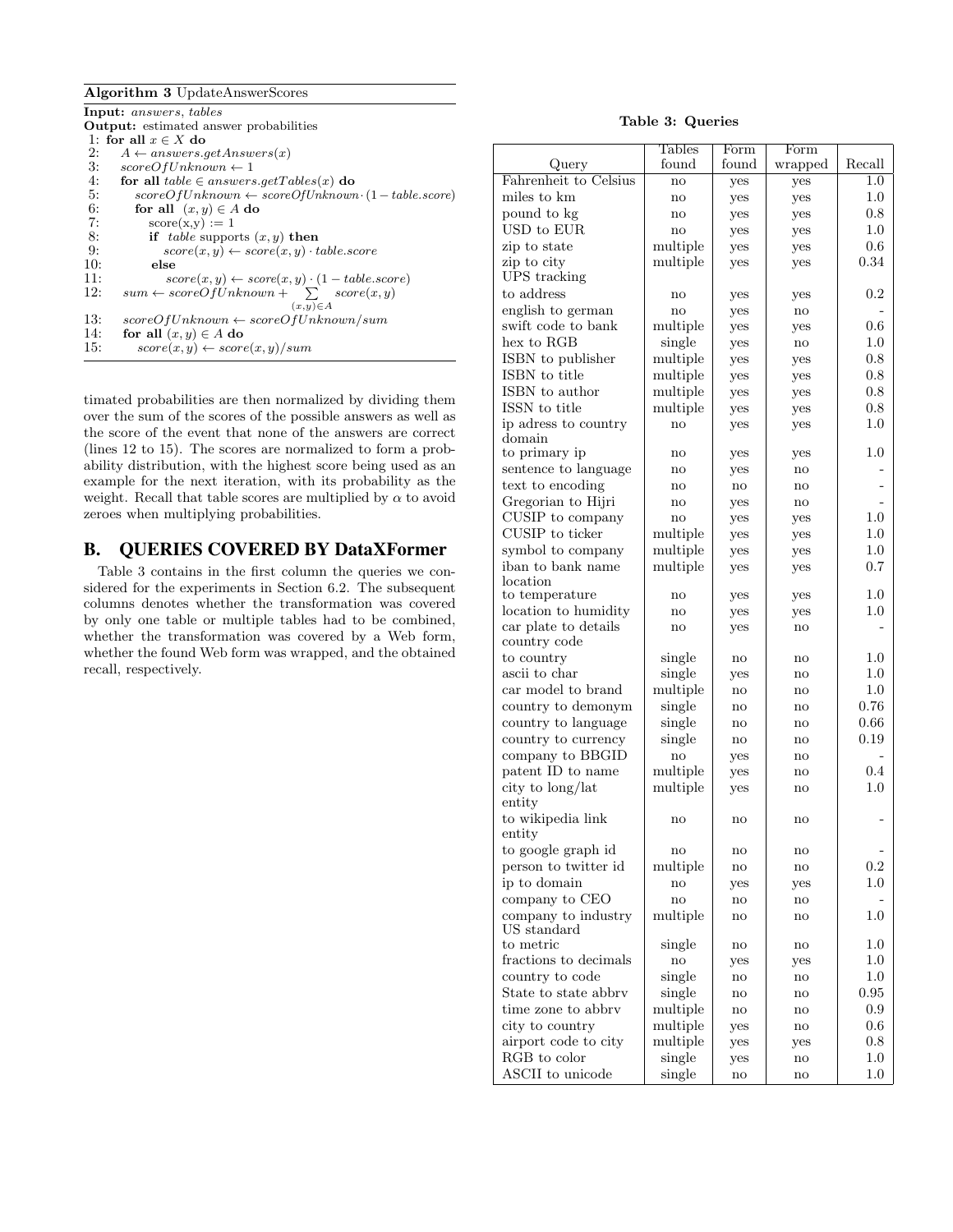**Algorithm 3** UpdateAnswerScores

**Input:** *answers*, *tables*
**Output:** estimated answer probabilities

```
 1: for all x ∈ X do
 2:    A ← answers.getAnswers(x)
 3:    scoreOfUnknown ← 1
 4:    for all table ∈ answers.getTables(x) do
 5:       scoreOfUnknown ← scoreOfUnknown · (1 − table.score)
 6:       for all (x, y) ∈ A do
 7:          score(x,y) := 1
 8:          if table supports (x, y) then
 9:             score(x, y) ← score(x, y) · table.score
10:          else
11:             score(x, y) ← score(x, y) · (1 − table.score)
12:    sum ← scoreOfUnknown + Σ_{(x,y)∈A} score(x, y)
13:    scoreOfUnknown ← scoreOfUnknown/sum
14:    for all (x, y) ∈ A do
15:       score(x, y) ← score(x, y)/sum
```

timated probabilities are then normalized by dividing them over the sum of the scores of the possible answers as well as the score of the event that none of the answers are correct (lines 12 to 15). The scores are normalized to form a probability distribution, with the highest score being used as an example for the next iteration, with its probability as the weight. Recall that table scores are multiplied by $\alpha$ to avoid zeroes when multiplying probabilities.

## B. QUERIES COVERED BY DataXFormer

Table 3 contains in the first column the queries we considered for the experiments in Section 6.2. The subsequent columns denotes whether the transformation was covered by only one table or multiple tables had to be combined, whether the transformation was covered by a Web form, whether the found Web form was wrapped, and the obtained recall, respectively.

**Table 3: Queries**

| Query | Tables found | Form found | Form wrapped | Recall |
|---|---|---|---|---|
| Fahrenheit to Celsius | no | yes | yes | 1.0 |
| miles to km | no | yes | yes | 1.0 |
| pound to kg | no | yes | yes | 0.8 |
| USD to EUR | no | yes | yes | 1.0 |
| zip to state | multiple | yes | yes | 0.6 |
| zip to city | multiple | yes | yes | 0.34 |
| UPS tracking to address | no | yes | yes | 0.2 |
| english to german | no | yes | no | - |
| swift code to bank | multiple | yes | yes | 0.6 |
| hex to RGB | single | yes | no | 1.0 |
| ISBN to publisher | multiple | yes | yes | 0.8 |
| ISBN to title | multiple | yes | yes | 0.8 |
| ISBN to author | multiple | yes | yes | 0.8 |
| ISSN to title | multiple | yes | yes | 0.8 |
| ip adress to country | no | yes | yes | 1.0 |
| domain to primary ip | no | yes | yes | 1.0 |
| sentence to language | no | yes | no | - |
| text to encoding | no | no | no | - |
| Gregorian to Hijri | no | yes | no | - |
| CUSIP to company | no | yes | yes | 1.0 |
| CUSIP to ticker | multiple | yes | yes | 1.0 |
| symbol to company | multiple | yes | yes | 1.0 |
| iban to bank name | multiple | yes | yes | 0.7 |
| location to temperature | no | yes | yes | 1.0 |
| location to humidity | no | yes | yes | 1.0 |
| car plate to details | no | yes | no | - |
| country code to country | single | no | no | 1.0 |
| ascii to char | single | yes | no | 1.0 |
| car model to brand | multiple | no | no | 1.0 |
| country to demonym | single | no | no | 0.76 |
| country to language | single | no | no | 0.66 |
| country to currency | single | no | no | 0.19 |
| company to BBGID | no | yes | no | - |
| patent ID to name | multiple | yes | no | 0.4 |
| city to long/lat | multiple | yes | no | 1.0 |
| entity to wikipedia link | no | no | no | - |
| entity to google graph id | no | no | no | - |
| person to twitter id | multiple | no | no | 0.2 |
| ip to domain | no | yes | yes | 1.0 |
| company to CEO | no | no | no | - |
| company to industry | multiple | no | no | 1.0 |
| US standard to metric | single | no | no | 1.0 |
| fractions to decimals | no | yes | yes | 1.0 |
| country to code | single | no | no | 1.0 |
| State to state abbrv | single | no | no | 0.95 |
| time zone to abbrv | multiple | no | no | 0.9 |
| city to country | multiple | yes | no | 0.6 |
| airport code to city | multiple | yes | yes | 0.8 |
| RGB to color | single | yes | no | 1.0 |
| ASCII to unicode | single | no | no | 1.0 |